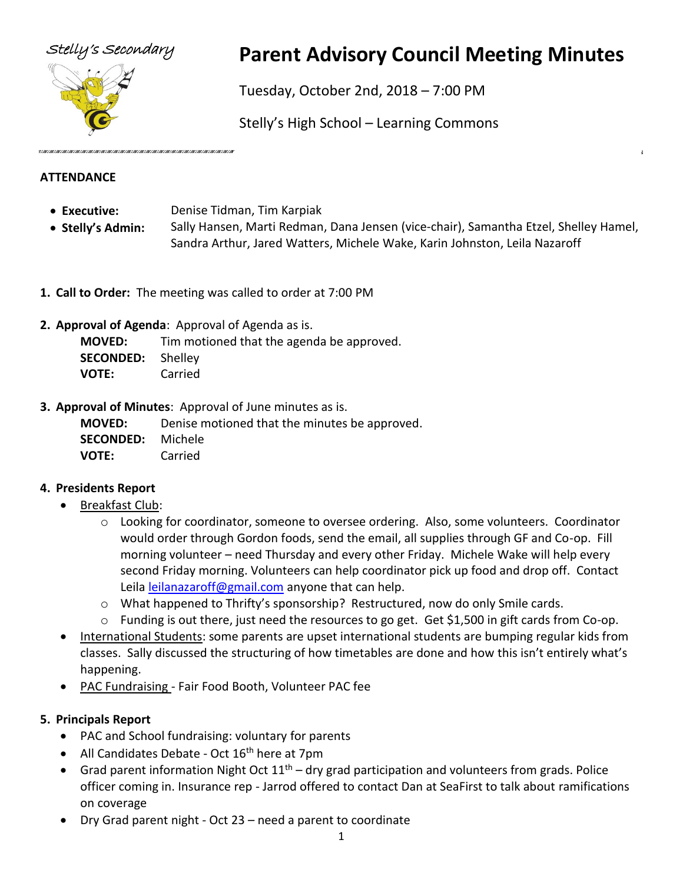Stelly's Secondary

# Parent Advisory Council Meeting Minutes

Tuesday, October 2nd, 2018 – 7:00 PM

Stelly's High School – Learning Commons

## ATTENDANCE

- **Executive:** Denise Tidman, Tim Karpiak
- **Stelly's Admin:** Sally Hansen, Marti Redman, Dana Jensen (vice-chair), Samantha Etzel, Shelley Hamel, Sandra Arthur, Jared Watters, Michele Wake, Karin Johnston, Leila Nazaroff

1. **Call to Order:** The meeting was called to order at 7:00 PM

2. **Approval of Agenda**: Approval of Agenda as is.
   **MOVED:** Tim motioned that the agenda be approved.
   **SECONDED:** Shelley
   **VOTE:** Carried

3. **Approval of Minutes**: Approval of June minutes as is.
   **MOVED:** Denise motioned that the minutes be approved.
   **SECONDED:** Michele
   **VOTE:** Carried

4. **Presidents Report**
   - Breakfast Club:
     - Looking for coordinator, someone to oversee ordering. Also, some volunteers. Coordinator would order through Gordon foods, send the email, all supplies through GF and Co-op. Fill morning volunteer – need Thursday and every other Friday. Michele Wake will help every second Friday morning. Volunteers can help coordinator pick up food and drop off. Contact Leila leilanazaroff@gmail.com anyone that can help.
     - What happened to Thrifty's sponsorship? Restructured, now do only Smile cards.
     - Funding is out there, just need the resources to go get. Get $1,500 in gift cards from Co-op.
   - International Students: some parents are upset international students are bumping regular kids from classes. Sally discussed the structuring of how timetables are done and how this isn't entirely what's happening.
   - PAC Fundraising - Fair Food Booth, Volunteer PAC fee

5. **Principals Report**
   - PAC and School fundraising: voluntary for parents
   - All Candidates Debate - Oct 16th here at 7pm
   - Grad parent information Night Oct 11th – dry grad participation and volunteers from grads. Police officer coming in. Insurance rep - Jarrod offered to contact Dan at SeaFirst to talk about ramifications on coverage
   - Dry Grad parent night - Oct 23 – need a parent to coordinate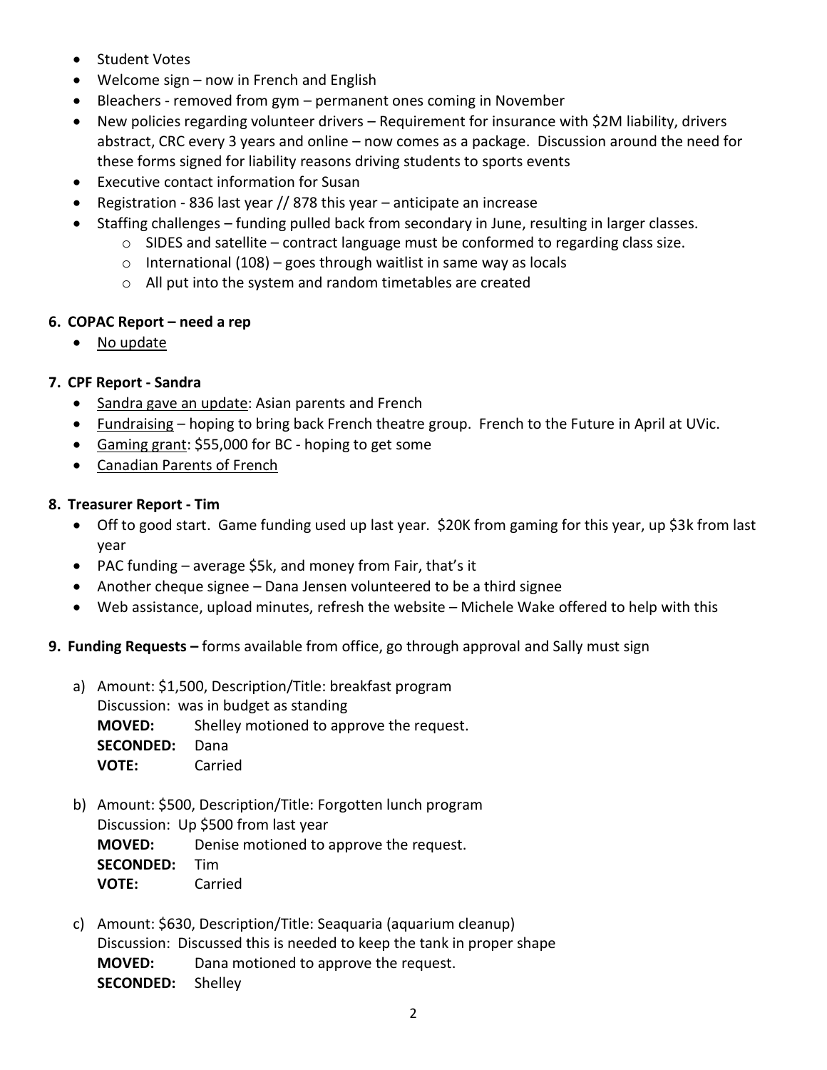- Student Votes
- Welcome sign – now in French and English
- Bleachers - removed from gym – permanent ones coming in November
- New policies regarding volunteer drivers – Requirement for insurance with $2M liability, drivers abstract, CRC every 3 years and online – now comes as a package. Discussion around the need for these forms signed for liability reasons driving students to sports events
- Executive contact information for Susan
- Registration - 836 last year // 878 this year – anticipate an increase
- Staffing challenges – funding pulled back from secondary in June, resulting in larger classes.
  - SIDES and satellite – contract language must be conformed to regarding class size.
  - International (108) – goes through waitlist in same way as locals
  - All put into the system and random timetables are created

**6. COPAC Report – need a rep**

- No update

**7. CPF Report - Sandra**

- Sandra gave an update: Asian parents and French
- Fundraising – hoping to bring back French theatre group. French to the Future in April at UVic.
- Gaming grant: $55,000 for BC - hoping to get some
- Canadian Parents of French

**8. Treasurer Report - Tim**

- Off to good start. Game funding used up last year. $20K from gaming for this year, up $3k from last year
- PAC funding – average $5k, and money from Fair, that's it
- Another cheque signee – Dana Jensen volunteered to be a third signee
- Web assistance, upload minutes, refresh the website – Michele Wake offered to help with this

**9. Funding Requests –** forms available from office, go through approval and Sally must sign

a) Amount: $1,500, Description/Title: breakfast program
Discussion: was in budget as standing
**MOVED:** Shelley motioned to approve the request.
**SECONDED:** Dana
**VOTE:** Carried

b) Amount: $500, Description/Title: Forgotten lunch program
Discussion: Up $500 from last year
**MOVED:** Denise motioned to approve the request.
**SECONDED:** Tim
**VOTE:** Carried

c) Amount: $630, Description/Title: Seaquaria (aquarium cleanup)
Discussion: Discussed this is needed to keep the tank in proper shape
**MOVED:** Dana motioned to approve the request.
**SECONDED:** Shelley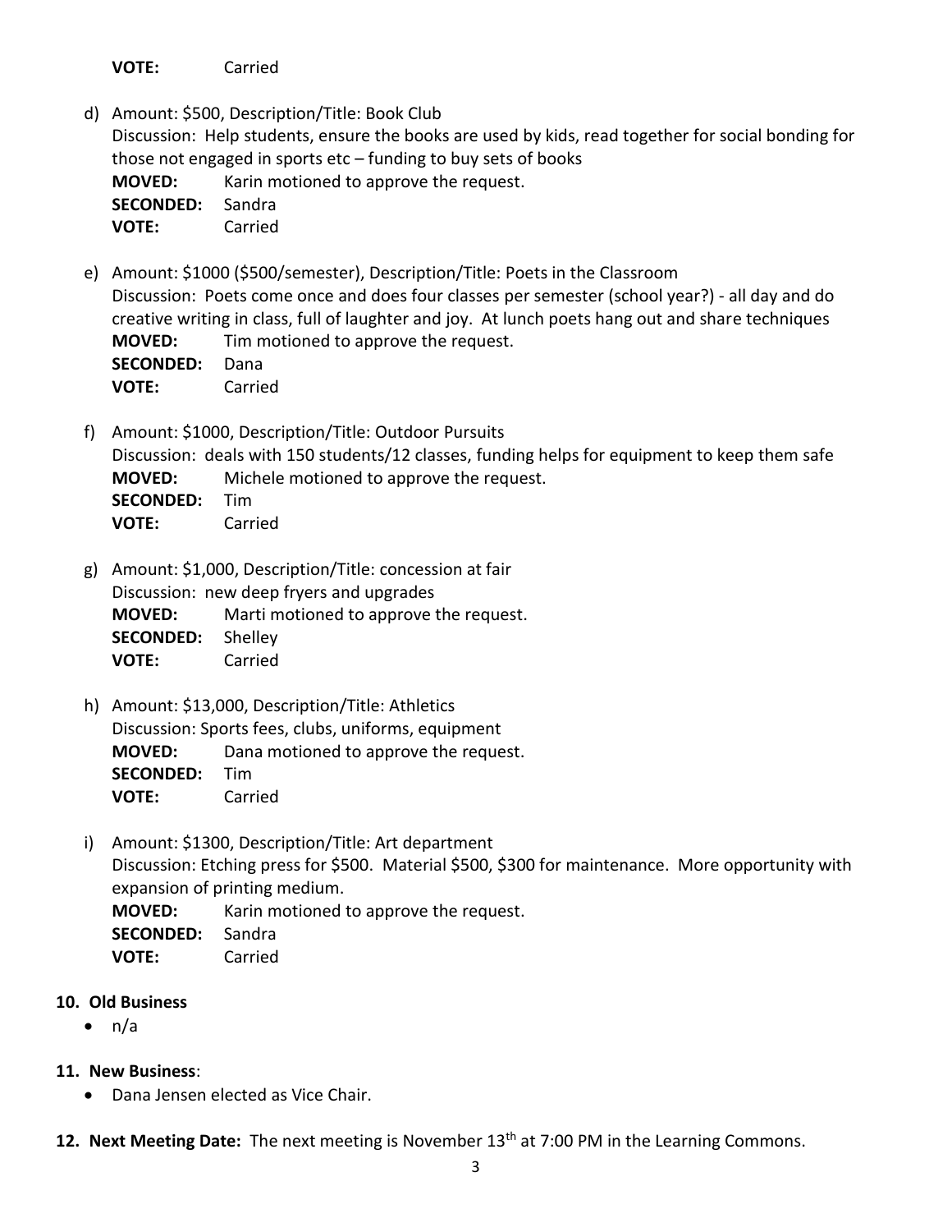**VOTE:** Carried

d) Amount: $500, Description/Title: Book Club
   Discussion: Help students, ensure the books are used by kids, read together for social bonding for those not engaged in sports etc – funding to buy sets of books
   **MOVED:** Karin motioned to approve the request.
   **SECONDED:** Sandra
   **VOTE:** Carried

e) Amount: $1000 ($500/semester), Description/Title: Poets in the Classroom
   Discussion: Poets come once and does four classes per semester (school year?) - all day and do creative writing in class, full of laughter and joy. At lunch poets hang out and share techniques
   **MOVED:** Tim motioned to approve the request.
   **SECONDED:** Dana
   **VOTE:** Carried

f) Amount: $1000, Description/Title: Outdoor Pursuits
   Discussion: deals with 150 students/12 classes, funding helps for equipment to keep them safe
   **MOVED:** Michele motioned to approve the request.
   **SECONDED:** Tim
   **VOTE:** Carried

g) Amount: $1,000, Description/Title: concession at fair
   Discussion: new deep fryers and upgrades
   **MOVED:** Marti motioned to approve the request.
   **SECONDED:** Shelley
   **VOTE:** Carried

h) Amount: $13,000, Description/Title: Athletics
   Discussion: Sports fees, clubs, uniforms, equipment
   **MOVED:** Dana motioned to approve the request.
   **SECONDED:** Tim
   **VOTE:** Carried

i) Amount: $1300, Description/Title: Art department
   Discussion: Etching press for $500. Material $500, $300 for maintenance. More opportunity with expansion of printing medium.
   **MOVED:** Karin motioned to approve the request.
   **SECONDED:** Sandra
   **VOTE:** Carried

**10. Old Business**

- n/a

**11. New Business**:

- Dana Jensen elected as Vice Chair.

**12. Next Meeting Date:** The next meeting is November 13th at 7:00 PM in the Learning Commons.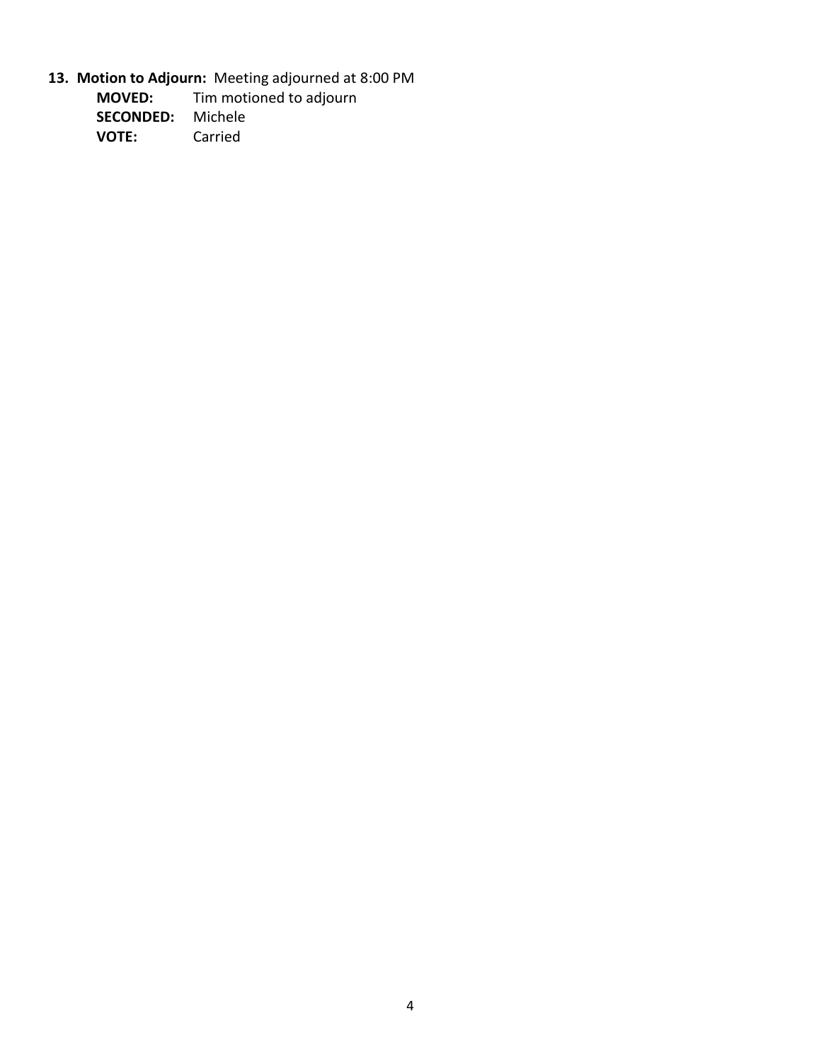13. **Motion to Adjourn:** Meeting adjourned at 8:00 PM

    **MOVED:** Tim motioned to adjourn
    **SECONDED:** Michele
    **VOTE:** Carried